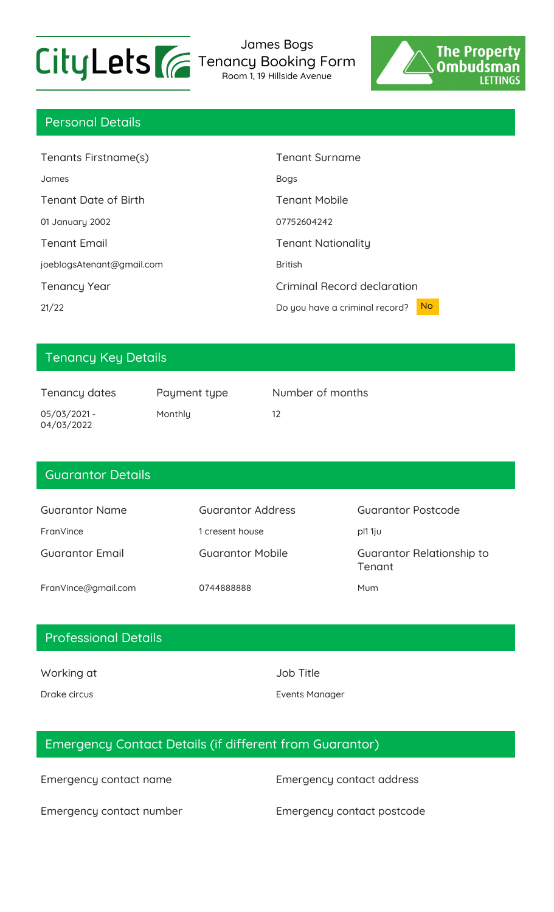CityLets

# James Bogs Tenancy Booking Form

Room 1, 19 Hillside Avenue

The Property Ombudsman LETTINGS

## Personal Details

| Tenants Firstname(s) | Tenant Surname |
|---|---|
| James | Bogs |
| **Tenant Date of Birth** | **Tenant Mobile** |
| 01 January 2002 | 07752604242 |
| **Tenant Email** | **Tenant Nationality** |
| joeblogsAtenant@gmail.com | British |
| **Tenancy Year** | **Criminal Record declaration** |
| 21/22 | Do you have a criminal record? No |

## Tenancy Key Details

| Tenancy dates | Payment type | Number of months |
|---|---|---|
| 05/03/2021 - 04/03/2022 | Monthly | 12 |

## Guarantor Details

| Guarantor Name | Guarantor Address | Guarantor Postcode |
|---|---|---|
| FranVince | 1 cresent house | pl1 1ju |
| **Guarantor Email** | **Guarantor Mobile** | **Guarantor Relationship to Tenant** |
| FranVince@gmail.com | 0744888888 | Mum |

## Professional Details

| Working at | Job Title |
|---|---|
| Drake circus | Events Manager |

## Emergency Contact Details (if different from Guarantor)

| Emergency contact name | Emergency contact address |
|---|---|
| | |
| **Emergency contact number** | **Emergency contact postcode** |
| | |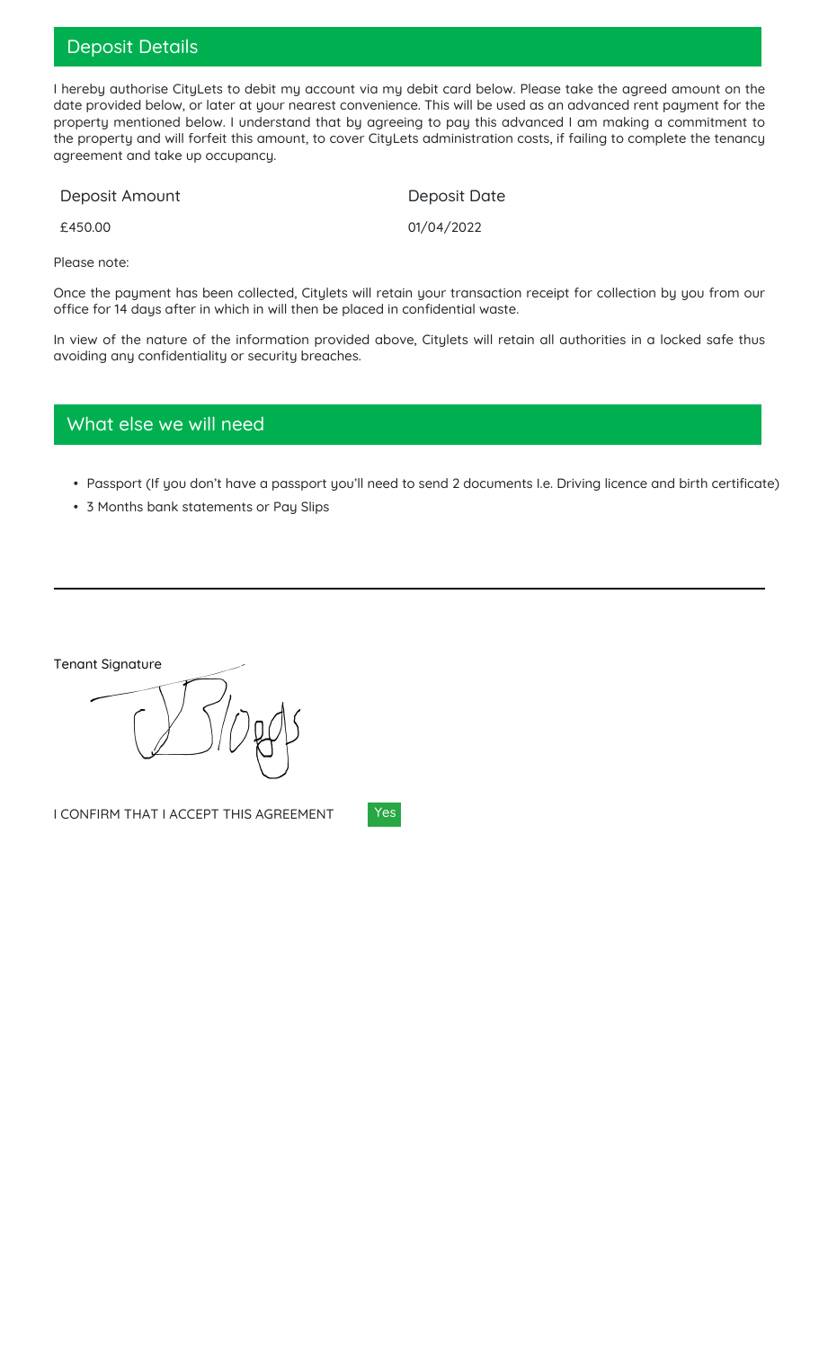## Deposit Details

I hereby authorise CityLets to debit my account via my debit card below. Please take the agreed amount on the date provided below, or later at your nearest convenience. This will be used as an advanced rent payment for the property mentioned below. I understand that by agreeing to pay this advanced I am making a commitment to the property and will forfeit this amount, to cover CityLets administration costs, if failing to complete the tenancy agreement and take up occupancy.

| Deposit Amount | Deposit Date |
|---|---|
| £450.00 | 01/04/2022 |

Please note:

Once the payment has been collected, Citylets will retain your transaction receipt for collection by you from our office for 14 days after in which in will then be placed in confidential waste.

In view of the nature of the information provided above, Citylets will retain all authorities in a locked safe thus avoiding any confidentiality or security breaches.

## What else we will need

- Passport (If you don't have a passport you'll need to send 2 documents I.e. Driving licence and birth certificate)
- 3 Months bank statements or Pay Slips

---

Tenant Signature

I CONFIRM THAT I ACCEPT THIS AGREEMENT Yes